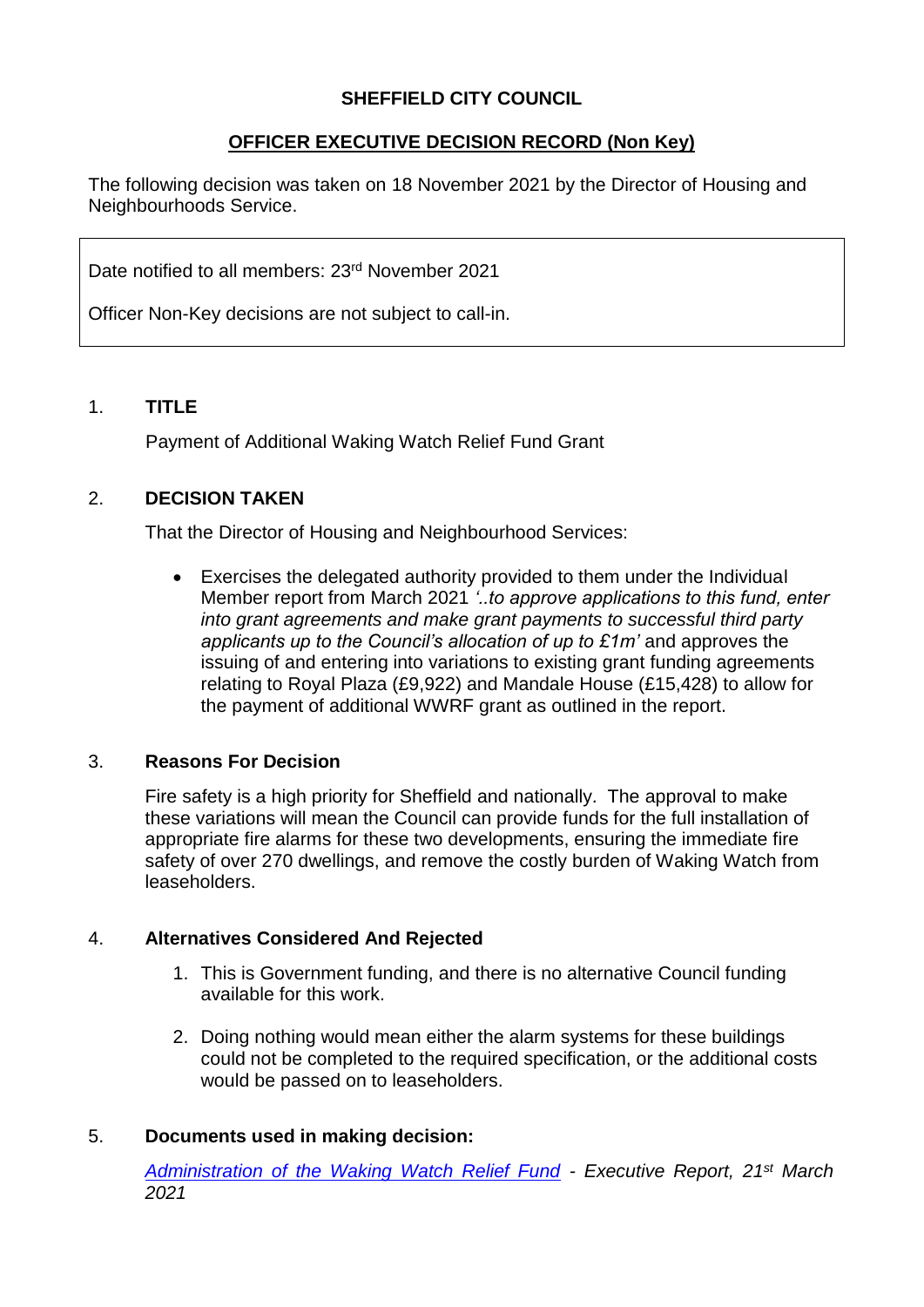**SHEFFIELD CITY COUNCIL**

**OFFICER EXECUTIVE DECISION RECORD (Non Key)**

The following decision was taken on 18 November 2021 by the Director of Housing and Neighbourhoods Service.

Date notified to all members: 23rd November 2021

Officer Non-Key decisions are not subject to call-in.

## 1. TITLE

Payment of Additional Waking Watch Relief Fund Grant

## 2. DECISION TAKEN

That the Director of Housing and Neighbourhood Services:

- Exercises the delegated authority provided to them under the Individual Member report from March 2021 *'..to approve applications to this fund, enter into grant agreements and make grant payments to successful third party applicants up to the Council's allocation of up to £1m'* and approves the issuing of and entering into variations to existing grant funding agreements relating to Royal Plaza (£9,922) and Mandale House (£15,428) to allow for the payment of additional WWRF grant as outlined in the report.

## 3. Reasons For Decision

Fire safety is a high priority for Sheffield and nationally. The approval to make these variations will mean the Council can provide funds for the full installation of appropriate fire alarms for these two developments, ensuring the immediate fire safety of over 270 dwellings, and remove the costly burden of Waking Watch from leaseholders.

## 4. Alternatives Considered And Rejected

1. This is Government funding, and there is no alternative Council funding available for this work.
2. Doing nothing would mean either the alarm systems for these buildings could not be completed to the required specification, or the additional costs would be passed on to leaseholders.

## 5. Documents used in making decision:

*Administration of the Waking Watch Relief Fund - Executive Report, 21st March 2021*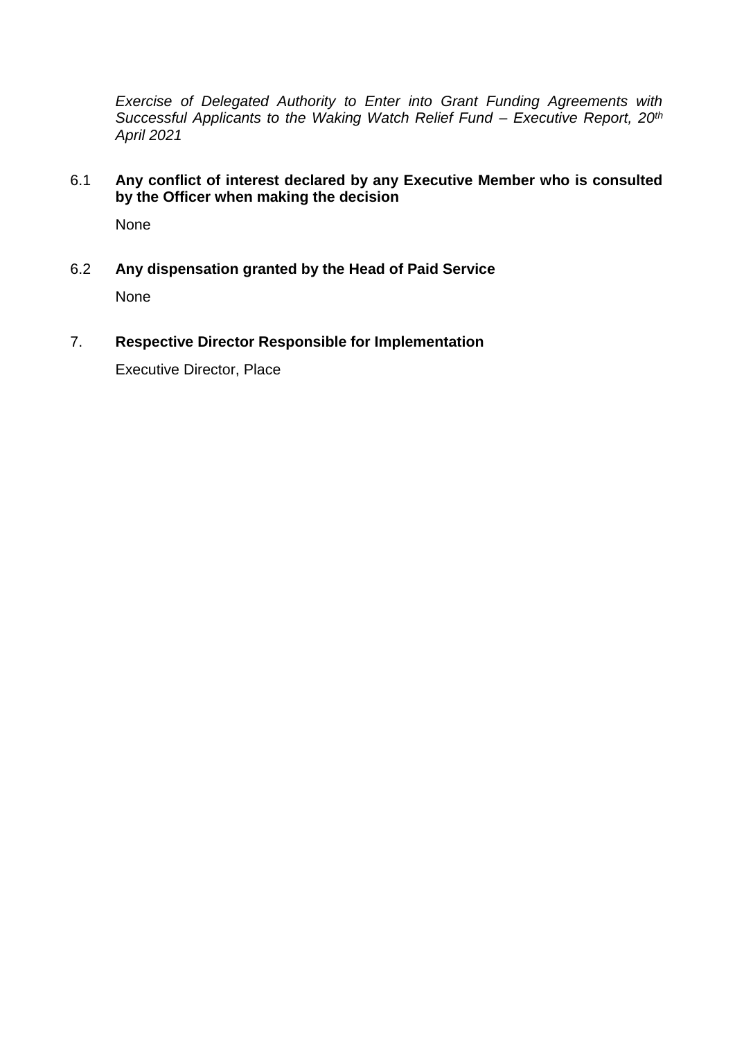*Exercise of Delegated Authority to Enter into Grant Funding Agreements with Successful Applicants to the Waking Watch Relief Fund – Executive Report, 20th April 2021*

6.1 **Any conflict of interest declared by any Executive Member who is consulted by the Officer when making the decision**

None

6.2 **Any dispensation granted by the Head of Paid Service**

None

7. **Respective Director Responsible for Implementation**

Executive Director, Place